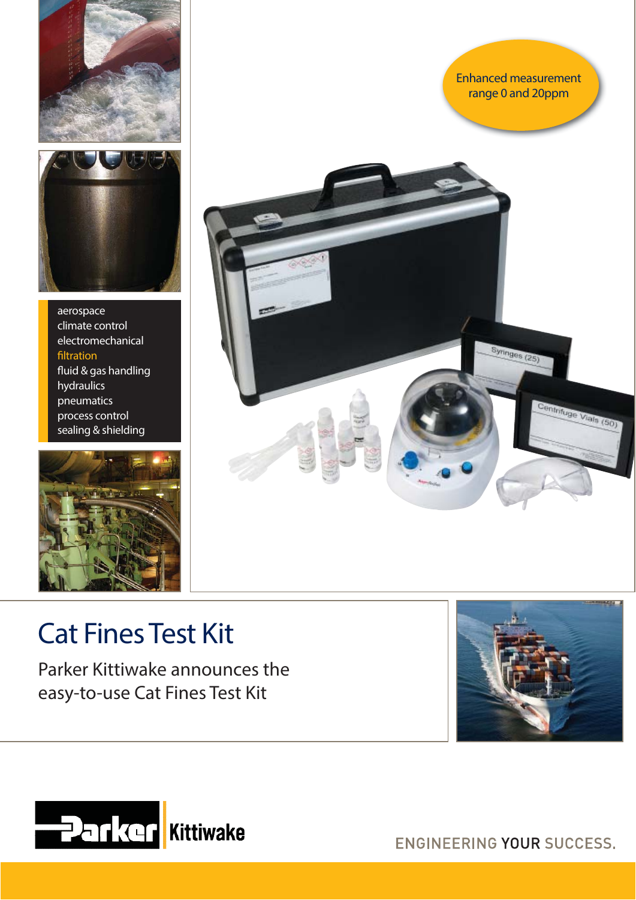Enhanced measurement range 0 and 20ppm

aerospace
climate control
electromechanical
filtration
fluid & gas handling
hydraulics
pneumatics
process control
sealing & shielding

# Cat Fines Test Kit

Parker Kittiwake announces the easy-to-use Cat Fines Test Kit

Parker Kittiwake

ENGINEERING YOUR SUCCESS.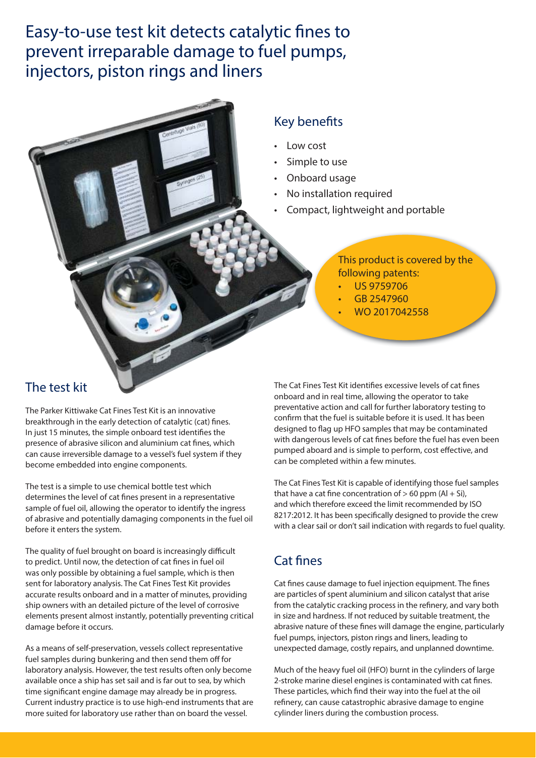# Easy-to-use test kit detects catalytic fines to prevent irreparable damage to fuel pumps, injectors, piston rings and liners

## Key benefits

- Low cost
- Simple to use
- Onboard usage
- No installation required
- Compact, lightweight and portable

This product is covered by the following patents:

- US 9759706
- GB 2547960
- WO 2017042558

## The test kit

The Parker Kittiwake Cat Fines Test Kit is an innovative breakthrough in the early detection of catalytic (cat) fines. In just 15 minutes, the simple onboard test identifies the presence of abrasive silicon and aluminium cat fines, which can cause irreversible damage to a vessel's fuel system if they become embedded into engine components.

The test is a simple to use chemical bottle test which determines the level of cat fines present in a representative sample of fuel oil, allowing the operator to identify the ingress of abrasive and potentially damaging components in the fuel oil before it enters the system.

The quality of fuel brought on board is increasingly difficult to predict. Until now, the detection of cat fines in fuel oil was only possible by obtaining a fuel sample, which is then sent for laboratory analysis. The Cat Fines Test Kit provides accurate results onboard and in a matter of minutes, providing ship owners with an detailed picture of the level of corrosive elements present almost instantly, potentially preventing critical damage before it occurs.

As a means of self-preservation, vessels collect representative fuel samples during bunkering and then send them off for laboratory analysis. However, the test results often only become available once a ship has set sail and is far out to sea, by which time significant engine damage may already be in progress. Current industry practice is to use high-end instruments that are more suited for laboratory use rather than on board the vessel.

The Cat Fines Test Kit identifies excessive levels of cat fines onboard and in real time, allowing the operator to take preventative action and call for further laboratory testing to confirm that the fuel is suitable before it is used. It has been designed to flag up HFO samples that may be contaminated with dangerous levels of cat fines before the fuel has even been pumped aboard and is simple to perform, cost effective, and can be completed within a few minutes.

The Cat Fines Test Kit is capable of identifying those fuel samples that have a cat fine concentration of > 60 ppm (Al + Si), and which therefore exceed the limit recommended by ISO 8217:2012. It has been specifically designed to provide the crew with a clear sail or don't sail indication with regards to fuel quality.

## Cat fines

Cat fines cause damage to fuel injection equipment. The fines are particles of spent aluminium and silicon catalyst that arise from the catalytic cracking process in the refinery, and vary both in size and hardness. If not reduced by suitable treatment, the abrasive nature of these fines will damage the engine, particularly fuel pumps, injectors, piston rings and liners, leading to unexpected damage, costly repairs, and unplanned downtime.

Much of the heavy fuel oil (HFO) burnt in the cylinders of large 2-stroke marine diesel engines is contaminated with cat fines. These particles, which find their way into the fuel at the oil refinery, can cause catastrophic abrasive damage to engine cylinder liners during the combustion process.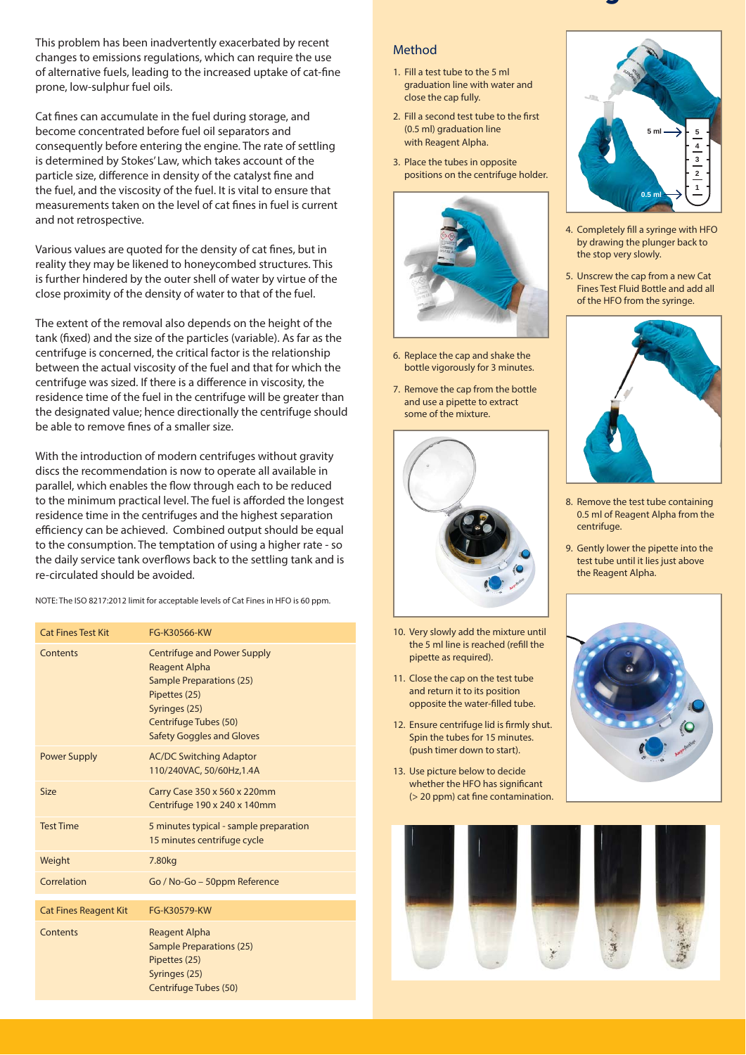This problem has been inadvertently exacerbated by recent changes to emissions regulations, which can require the use of alternative fuels, leading to the increased uptake of cat-fine prone, low-sulphur fuel oils.

Cat fines can accumulate in the fuel during storage, and become concentrated before fuel oil separators and consequently before entering the engine. The rate of settling is determined by Stokes' Law, which takes account of the particle size, difference in density of the catalyst fine and the fuel, and the viscosity of the fuel. It is vital to ensure that measurements taken on the level of cat fines in fuel is current and not retrospective.

Various values are quoted for the density of cat fines, but in reality they may be likened to honeycombed structures. This is further hindered by the outer shell of water by virtue of the close proximity of the density of water to that of the fuel.

The extent of the removal also depends on the height of the tank (fixed) and the size of the particles (variable). As far as the centrifuge is concerned, the critical factor is the relationship between the actual viscosity of the fuel and that for which the centrifuge was sized. If there is a difference in viscosity, the residence time of the fuel in the centrifuge will be greater than the designated value; hence directionally the centrifuge should be able to remove fines of a smaller size.

With the introduction of modern centrifuges without gravity discs the recommendation is now to operate all available in parallel, which enables the flow through each to be reduced to the minimum practical level. The fuel is afforded the longest residence time in the centrifuges and the highest separation efficiency can be achieved. Combined output should be equal to the consumption. The temptation of using a higher rate - so the daily service tank overflows back to the settling tank and is re-circulated should be avoided.

NOTE: The ISO 8217:2012 limit for acceptable levels of Cat Fines in HFO is 60 ppm.

| Cat Fines Test Kit | FG-K30566-KW |
|---|---|
| Contents | Centrifuge and Power Supply<br>Reagent Alpha<br>Sample Preparations (25)<br>Pipettes (25)<br>Syringes (25)<br>Centrifuge Tubes (50)<br>Safety Goggles and Gloves |
| Power Supply | AC/DC Switching Adaptor<br>110/240VAC, 50/60Hz,1.4A |
| Size | Carry Case 350 x 560 x 220mm<br>Centrifuge 190 x 240 x 140mm |
| Test Time | 5 minutes typical - sample preparation<br>15 minutes centrifuge cycle |
| Weight | 7.80kg |
| Correlation | Go / No-Go – 50ppm Reference |

| Cat Fines Reagent Kit | FG-K30579-KW |
|---|---|
| Contents | Reagent Alpha<br>Sample Preparations (25)<br>Pipettes (25)<br>Syringes (25)<br>Centrifuge Tubes (50) |

## Method

1. Fill a test tube to the 5 ml graduation line with water and close the cap fully.
2. Fill a second test tube to the first (0.5 ml) graduation line with Reagent Alpha.
3. Place the tubes in opposite positions on the centrifuge holder.
4. Completely fill a syringe with HFO by drawing the plunger back to the stop very slowly.
5. Unscrew the cap from a new Cat Fines Test Fluid Bottle and add all of the HFO from the syringe.
6. Replace the cap and shake the bottle vigorously for 3 minutes.
7. Remove the cap from the bottle and use a pipette to extract some of the mixture.
8. Remove the test tube containing 0.5 ml of Reagent Alpha from the centrifuge.
9. Gently lower the pipette into the test tube until it lies just above the Reagent Alpha.
10. Very slowly add the mixture until the 5 ml line is reached (refill the pipette as required).
11. Close the cap on the test tube and return it to its position opposite the water-filled tube.
12. Ensure centrifuge lid is firmly shut. Spin the tubes for 15 minutes. (push timer down to start).
13. Use picture below to decide whether the HFO has significant (> 20 ppm) cat fine contamination.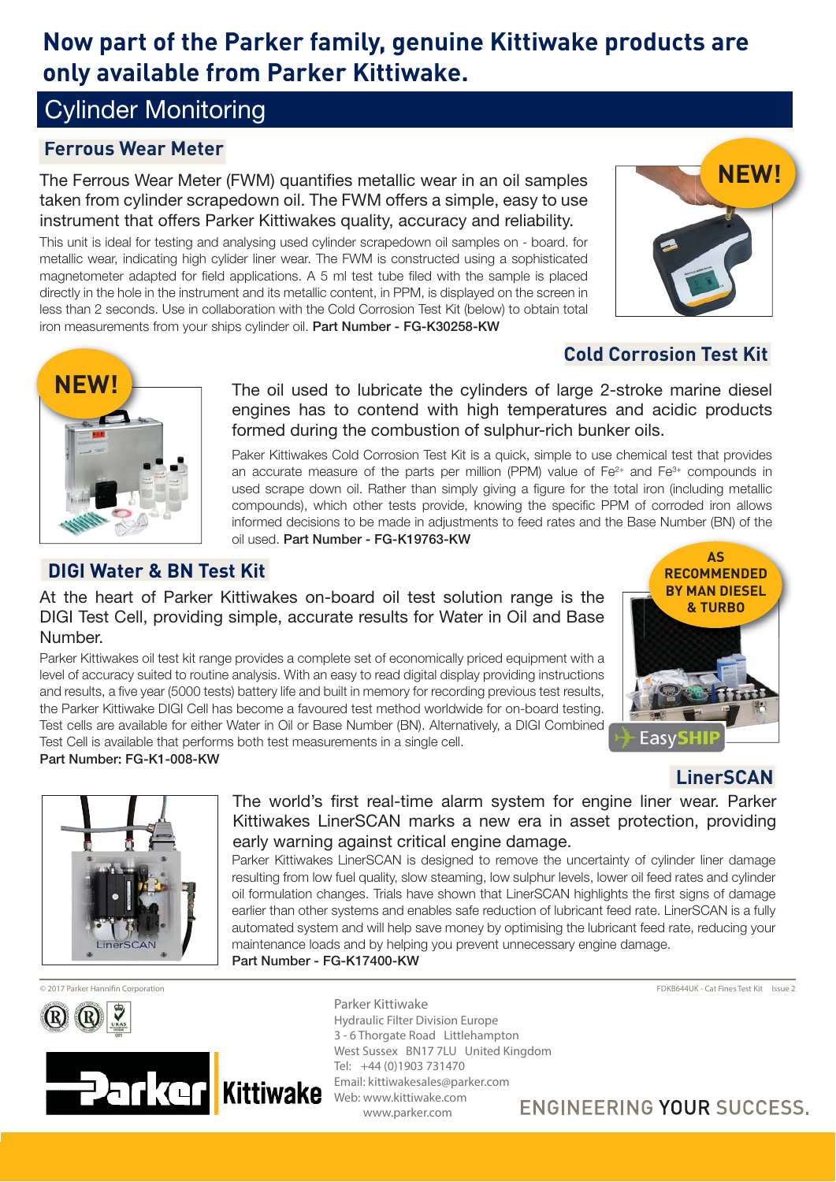# Now part of the Parker family, genuine Kittiwake products are only available from Parker Kittiwake.

## Cylinder Monitoring

### Ferrous Wear Meter

NEW!

The Ferrous Wear Meter (FWM) quantifies metallic wear in an oil samples taken from cylinder scrapedown oil. The FWM offers a simple, easy to use instrument that offers Parker Kittiwakes quality, accuracy and reliability.

This unit is ideal for testing and analysing used cylinder scrapedown oil samples on - board. for metallic wear, indicating high cylider liner wear. The FWM is constructed using a sophisticated magnetometer adapted for field applications. A 5 ml test tube filed with the sample is placed directly in the hole in the instrument and its metallic content, in PPM, is displayed on the screen in less than 2 seconds. Use in collaboration with the Cold Corrosion Test Kit (below) to obtain total iron measurements from your ships cylinder oil. **Part Number - FG-K30258-KW**

### Cold Corrosion Test Kit

NEW!

The oil used to lubricate the cylinders of large 2-stroke marine diesel engines has to contend with high temperatures and acidic products formed during the combustion of sulphur-rich bunker oils.

Paker Kittiwakes Cold Corrosion Test Kit is a quick, simple to use chemical test that provides an accurate measure of the parts per million (PPM) value of $Fe^{2+}$ and $Fe^{3+}$ compounds in used scrape down oil. Rather than simply giving a figure for the total iron (including metallic compounds), which other tests provide, knowing the specific PPM of corroded iron allows informed decisions to be made in adjustments to feed rates and the Base Number (BN) of the oil used. **Part Number - FG-K19763-KW**

### DIGI Water & BN Test Kit

AS RECOMMENDED BY MAN DIESEL & TURBO

EasySHIP

At the heart of Parker Kittiwakes on-board oil test solution range is the DIGI Test Cell, providing simple, accurate results for Water in Oil and Base Number.

Parker Kittiwakes oil test kit range provides a complete set of economically priced equipment with a level of accuracy suited to routine analysis. With an easy to read digital display providing instructions and results, a five year (5000 tests) battery life and built in memory for recording previous test results, the Parker Kittiwake DIGI Cell has become a favoured test method worldwide for on-board testing. Test cells are available for either Water in Oil or Base Number (BN). Alternatively, a DIGI Combined Test Cell is available that performs both test measurements in a single cell.
**Part Number: FG-K1-008-KW**

### LinerSCAN

The world's first real-time alarm system for engine liner wear. Parker Kittiwakes LinerSCAN marks a new era in asset protection, providing early warning against critical engine damage.

Parker Kittiwakes LinerSCAN is designed to remove the uncertainty of cylinder liner damage resulting from low fuel quality, slow steaming, low sulphur levels, lower oil feed rates and cylinder oil formulation changes. Trials have shown that LinerSCAN highlights the first signs of damage earlier than other systems and enables safe reduction of lubricant feed rate. LinerSCAN is a fully automated system and will help save money by optimising the lubricant feed rate, reducing your maintenance loads and by helping you prevent unnecessary engine damage.
**Part Number - FG-K17400-KW**

© 2017 Parker Hannifin Corporation

FDK8644UK - Cat Fines Test Kit Issue 2

Parker Kittiwake
Hydraulic Filter Division Europe
3 - 6 Thorgate Road Littlehampton
West Sussex BN17 7LU United Kingdom
Tel: +44 (0)1903 731470
Email: kittiwakesales@parker.com
Web: www.kittiwake.com
www.parker.com

ENGINEERING YOUR SUCCESS.